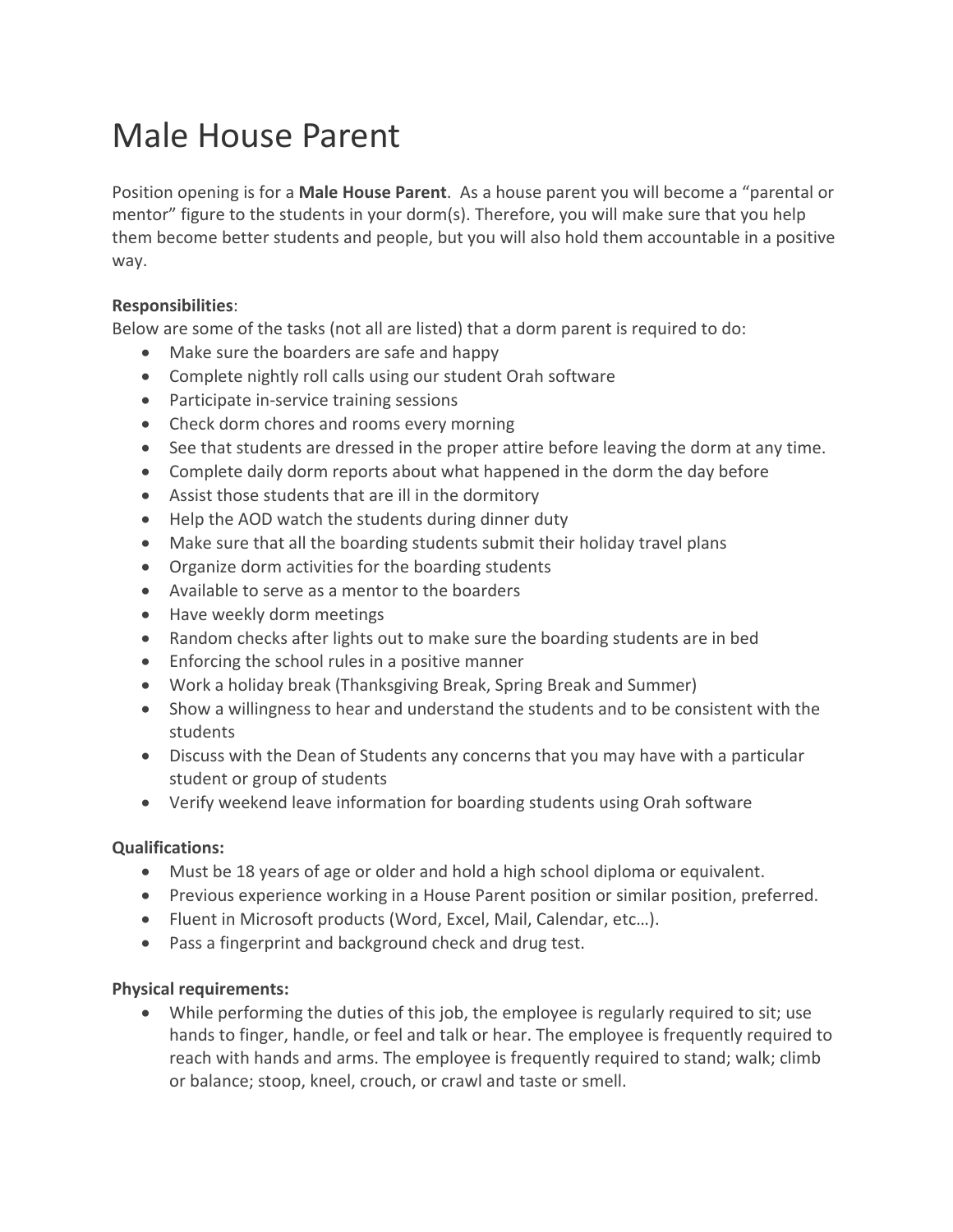# Male House Parent

Position opening is for a **Male House Parent**. As a house parent you will become a "parental or mentor" figure to the students in your dorm(s). Therefore, you will make sure that you help them become better students and people, but you will also hold them accountable in a positive way.

**Responsibilities**:

Below are some of the tasks (not all are listed) that a dorm parent is required to do:

- Make sure the boarders are safe and happy
- Complete nightly roll calls using our student Orah software
- Participate in-service training sessions
- Check dorm chores and rooms every morning
- See that students are dressed in the proper attire before leaving the dorm at any time.
- Complete daily dorm reports about what happened in the dorm the day before
- Assist those students that are ill in the dormitory
- Help the AOD watch the students during dinner duty
- Make sure that all the boarding students submit their holiday travel plans
- Organize dorm activities for the boarding students
- Available to serve as a mentor to the boarders
- Have weekly dorm meetings
- Random checks after lights out to make sure the boarding students are in bed
- Enforcing the school rules in a positive manner
- Work a holiday break (Thanksgiving Break, Spring Break and Summer)
- Show a willingness to hear and understand the students and to be consistent with the students
- Discuss with the Dean of Students any concerns that you may have with a particular student or group of students
- Verify weekend leave information for boarding students using Orah software

**Qualifications:**

- Must be 18 years of age or older and hold a high school diploma or equivalent.
- Previous experience working in a House Parent position or similar position, preferred.
- Fluent in Microsoft products (Word, Excel, Mail, Calendar, etc…).
- Pass a fingerprint and background check and drug test.

**Physical requirements:**

- While performing the duties of this job, the employee is regularly required to sit; use hands to finger, handle, or feel and talk or hear. The employee is frequently required to reach with hands and arms. The employee is frequently required to stand; walk; climb or balance; stoop, kneel, crouch, or crawl and taste or smell.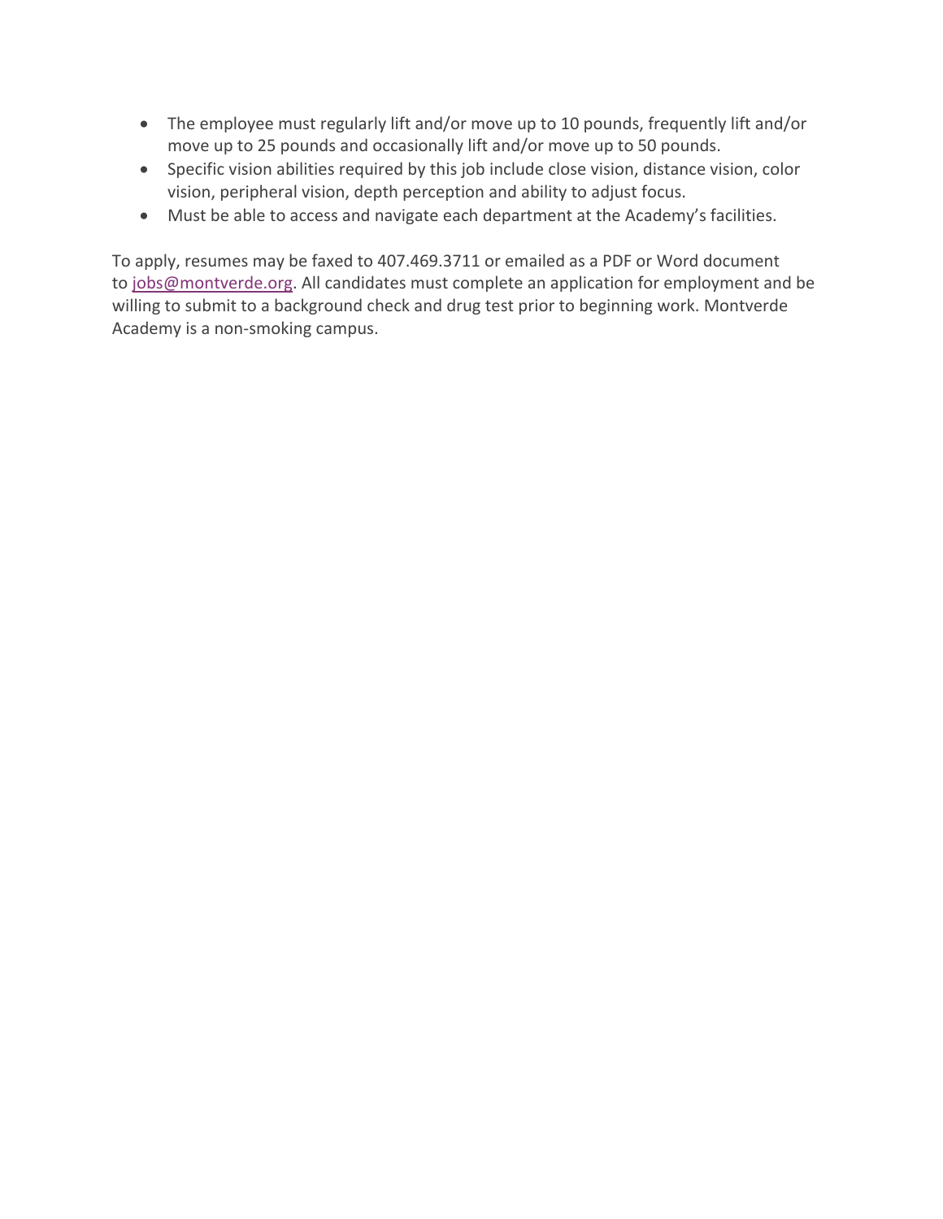- The employee must regularly lift and/or move up to 10 pounds, frequently lift and/or move up to 25 pounds and occasionally lift and/or move up to 50 pounds.
- Specific vision abilities required by this job include close vision, distance vision, color vision, peripheral vision, depth perception and ability to adjust focus.
- Must be able to access and navigate each department at the Academy's facilities.

To apply, resumes may be faxed to 407.469.3711 or emailed as a PDF or Word document to jobs@montverde.org. All candidates must complete an application for employment and be willing to submit to a background check and drug test prior to beginning work. Montverde Academy is a non-smoking campus.